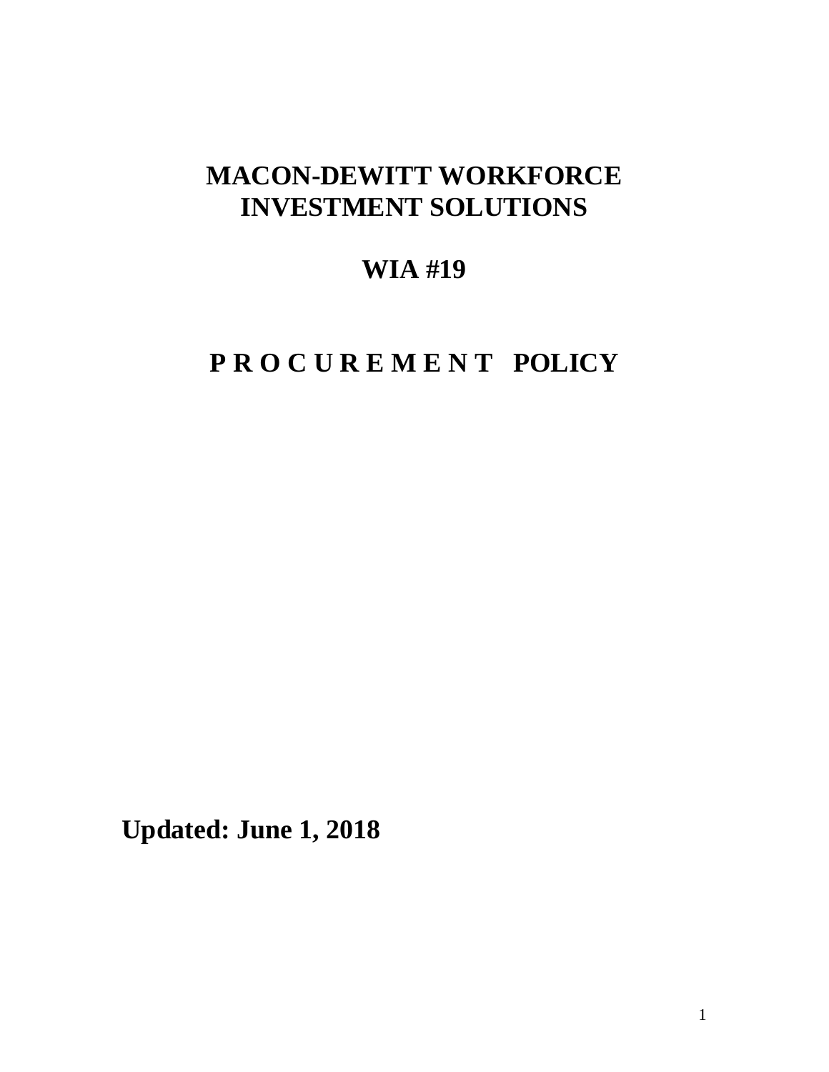# MACON-DEWITT WORKFORCE INVESTMENT SOLUTIONS

## WIA #19

## P R O C U R E M E N T POLICY

**Updated: June 1, 2018**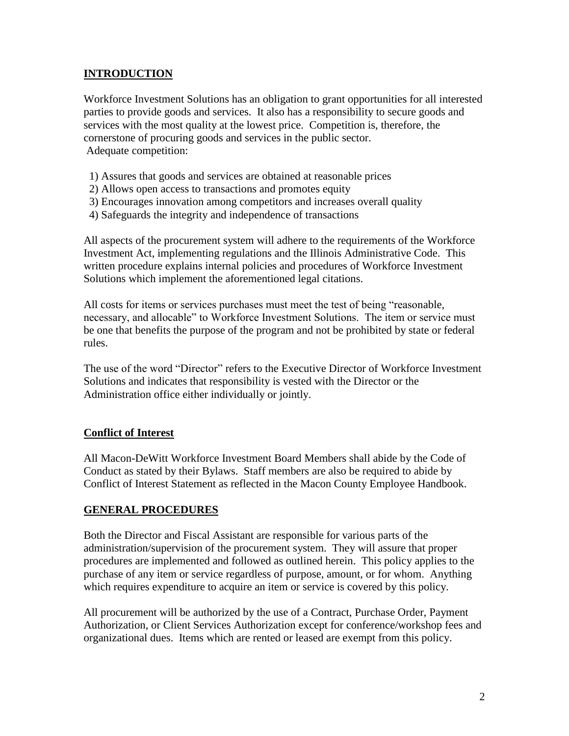## INTRODUCTION

Workforce Investment Solutions has an obligation to grant opportunities for all interested parties to provide goods and services. It also has a responsibility to secure goods and services with the most quality at the lowest price. Competition is, therefore, the cornerstone of procuring goods and services in the public sector.
Adequate competition:

1) Assures that goods and services are obtained at reasonable prices
2) Allows open access to transactions and promotes equity
3) Encourages innovation among competitors and increases overall quality
4) Safeguards the integrity and independence of transactions

All aspects of the procurement system will adhere to the requirements of the Workforce Investment Act, implementing regulations and the Illinois Administrative Code. This written procedure explains internal policies and procedures of Workforce Investment Solutions which implement the aforementioned legal citations.

All costs for items or services purchases must meet the test of being "reasonable, necessary, and allocable" to Workforce Investment Solutions. The item or service must be one that benefits the purpose of the program and not be prohibited by state or federal rules.

The use of the word "Director" refers to the Executive Director of Workforce Investment Solutions and indicates that responsibility is vested with the Director or the Administration office either individually or jointly.

### Conflict of Interest

All Macon-DeWitt Workforce Investment Board Members shall abide by the Code of Conduct as stated by their Bylaws. Staff members are also be required to abide by Conflict of Interest Statement as reflected in the Macon County Employee Handbook.

## GENERAL PROCEDURES

Both the Director and Fiscal Assistant are responsible for various parts of the administration/supervision of the procurement system. They will assure that proper procedures are implemented and followed as outlined herein. This policy applies to the purchase of any item or service regardless of purpose, amount, or for whom. Anything which requires expenditure to acquire an item or service is covered by this policy.

All procurement will be authorized by the use of a Contract, Purchase Order, Payment Authorization, or Client Services Authorization except for conference/workshop fees and organizational dues. Items which are rented or leased are exempt from this policy.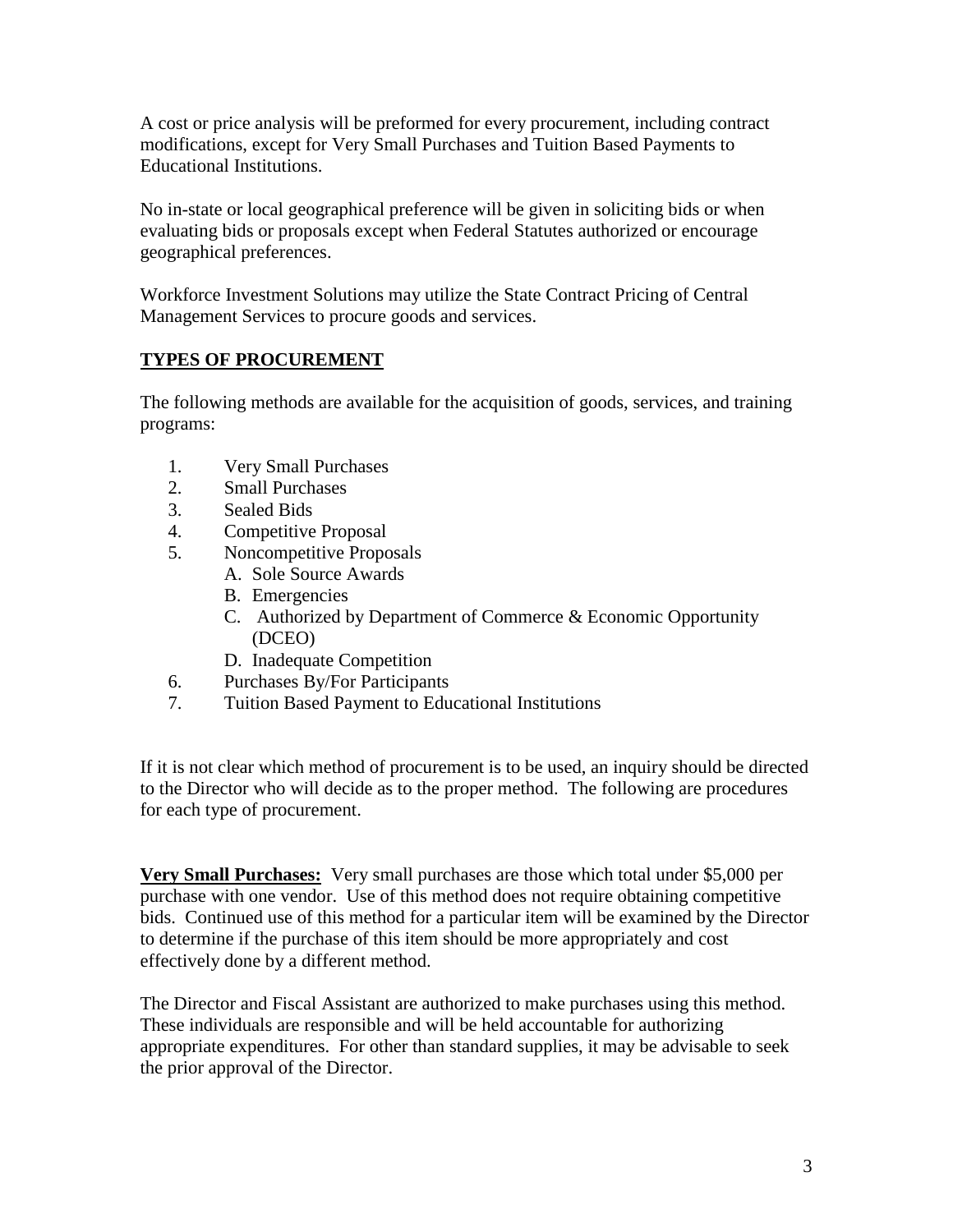A cost or price analysis will be preformed for every procurement, including contract modifications, except for Very Small Purchases and Tuition Based Payments to Educational Institutions.

No in-state or local geographical preference will be given in soliciting bids or when evaluating bids or proposals except when Federal Statutes authorized or encourage geographical preferences.

Workforce Investment Solutions may utilize the State Contract Pricing of Central Management Services to procure goods and services.

## TYPES OF PROCUREMENT

The following methods are available for the acquisition of goods, services, and training programs:

1. Very Small Purchases
2. Small Purchases
3. Sealed Bids
4. Competitive Proposal
5. Noncompetitive Proposals
   A. Sole Source Awards
   B. Emergencies
   C. Authorized by Department of Commerce & Economic Opportunity (DCEO)
   D. Inadequate Competition
6. Purchases By/For Participants
7. Tuition Based Payment to Educational Institutions

If it is not clear which method of procurement is to be used, an inquiry should be directed to the Director who will decide as to the proper method. The following are procedures for each type of procurement.

**Very Small Purchases:** Very small purchases are those which total under $5,000 per purchase with one vendor. Use of this method does not require obtaining competitive bids. Continued use of this method for a particular item will be examined by the Director to determine if the purchase of this item should be more appropriately and cost effectively done by a different method.

The Director and Fiscal Assistant are authorized to make purchases using this method. These individuals are responsible and will be held accountable for authorizing appropriate expenditures. For other than standard supplies, it may be advisable to seek the prior approval of the Director.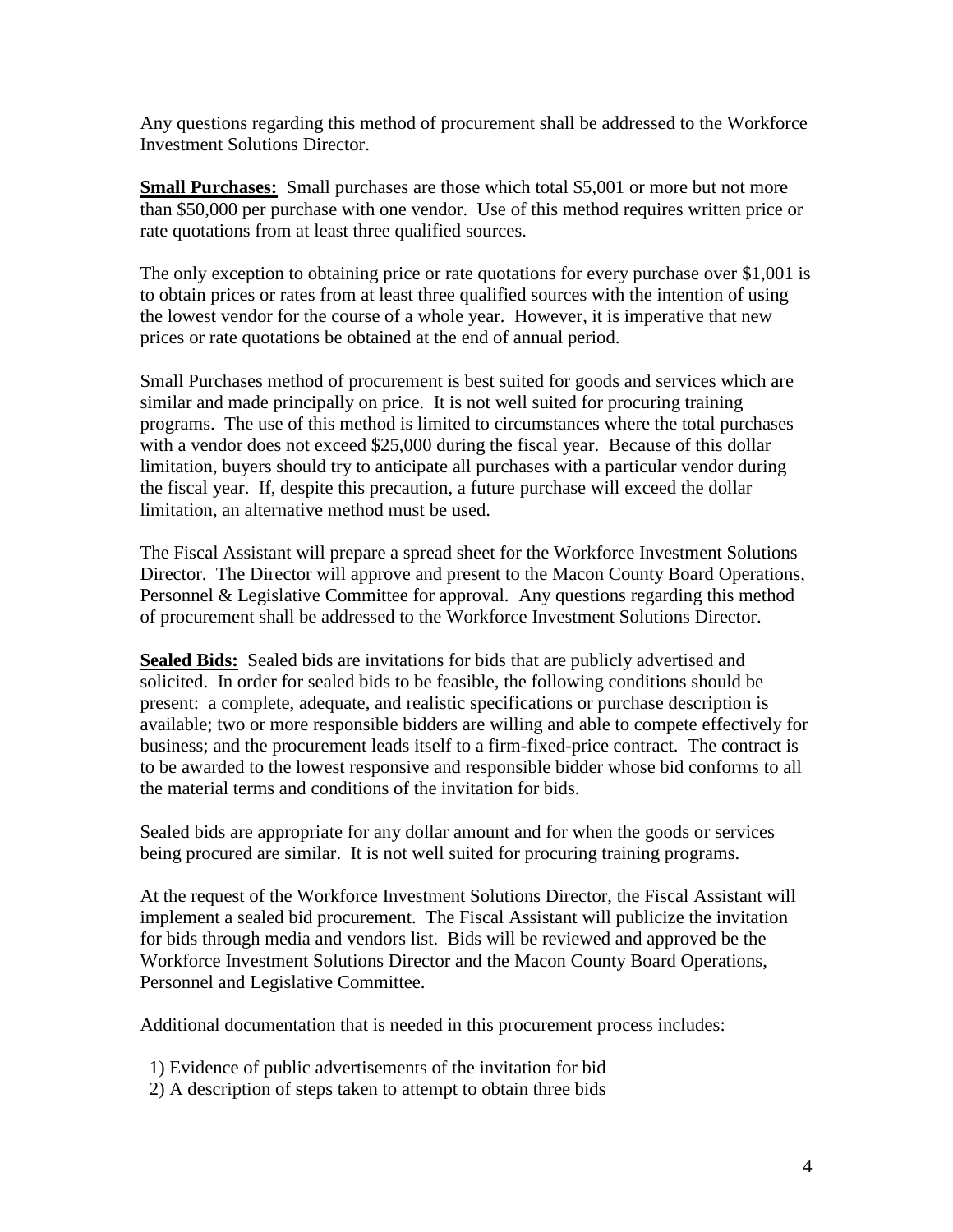Any questions regarding this method of procurement shall be addressed to the Workforce Investment Solutions Director.

**Small Purchases:** Small purchases are those which total $5,001 or more but not more than $50,000 per purchase with one vendor. Use of this method requires written price or rate quotations from at least three qualified sources.

The only exception to obtaining price or rate quotations for every purchase over $1,001 is to obtain prices or rates from at least three qualified sources with the intention of using the lowest vendor for the course of a whole year. However, it is imperative that new prices or rate quotations be obtained at the end of annual period.

Small Purchases method of procurement is best suited for goods and services which are similar and made principally on price. It is not well suited for procuring training programs. The use of this method is limited to circumstances where the total purchases with a vendor does not exceed $25,000 during the fiscal year. Because of this dollar limitation, buyers should try to anticipate all purchases with a particular vendor during the fiscal year. If, despite this precaution, a future purchase will exceed the dollar limitation, an alternative method must be used.

The Fiscal Assistant will prepare a spread sheet for the Workforce Investment Solutions Director. The Director will approve and present to the Macon County Board Operations, Personnel & Legislative Committee for approval. Any questions regarding this method of procurement shall be addressed to the Workforce Investment Solutions Director.

**Sealed Bids:** Sealed bids are invitations for bids that are publicly advertised and solicited. In order for sealed bids to be feasible, the following conditions should be present: a complete, adequate, and realistic specifications or purchase description is available; two or more responsible bidders are willing and able to compete effectively for business; and the procurement leads itself to a firm-fixed-price contract. The contract is to be awarded to the lowest responsive and responsible bidder whose bid conforms to all the material terms and conditions of the invitation for bids.

Sealed bids are appropriate for any dollar amount and for when the goods or services being procured are similar. It is not well suited for procuring training programs.

At the request of the Workforce Investment Solutions Director, the Fiscal Assistant will implement a sealed bid procurement. The Fiscal Assistant will publicize the invitation for bids through media and vendors list. Bids will be reviewed and approved be the Workforce Investment Solutions Director and the Macon County Board Operations, Personnel and Legislative Committee.

Additional documentation that is needed in this procurement process includes:

1) Evidence of public advertisements of the invitation for bid
2) A description of steps taken to attempt to obtain three bids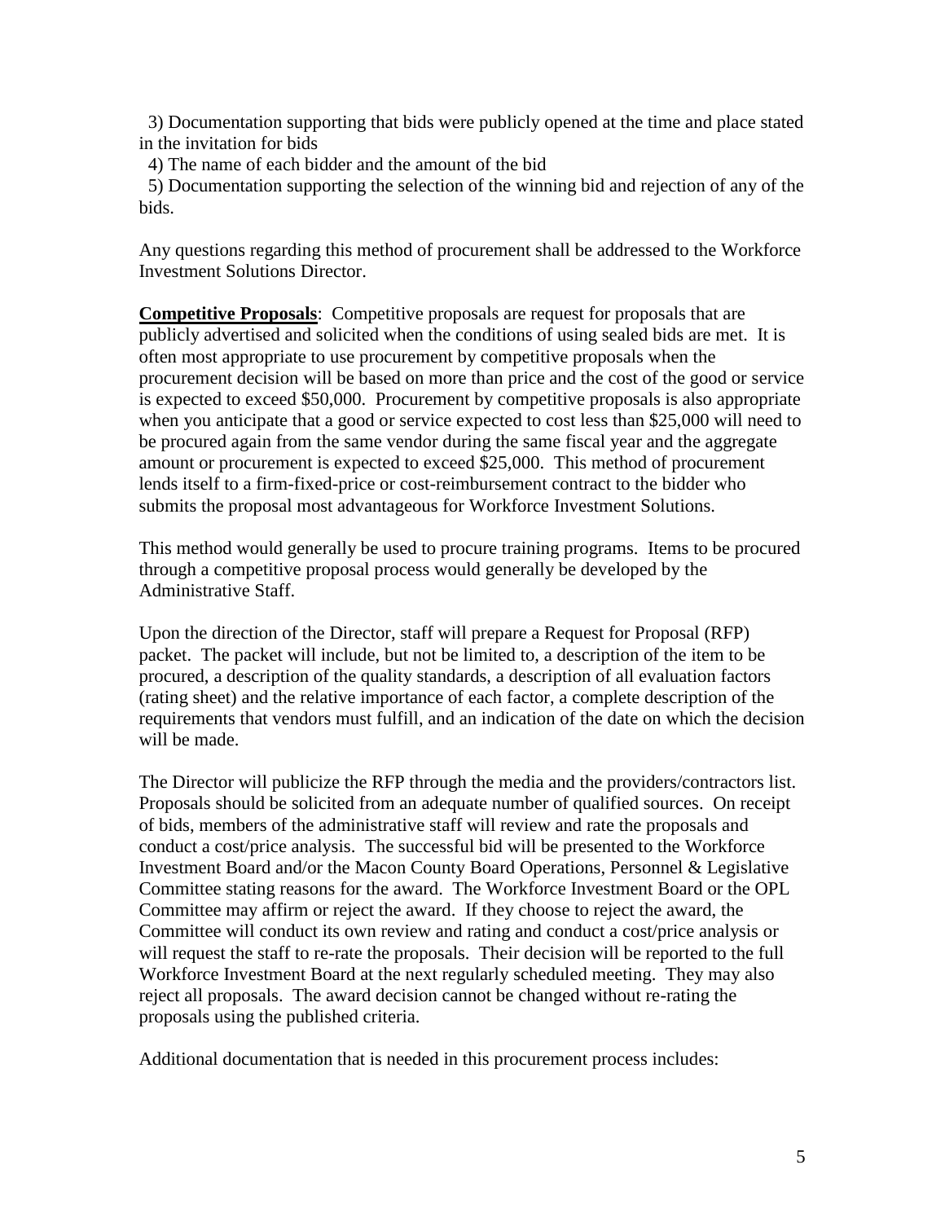3) Documentation supporting that bids were publicly opened at the time and place stated in the invitation for bids

4) The name of each bidder and the amount of the bid

5) Documentation supporting the selection of the winning bid and rejection of any of the bids.

Any questions regarding this method of procurement shall be addressed to the Workforce Investment Solutions Director.

**Competitive Proposals**: Competitive proposals are request for proposals that are publicly advertised and solicited when the conditions of using sealed bids are met. It is often most appropriate to use procurement by competitive proposals when the procurement decision will be based on more than price and the cost of the good or service is expected to exceed $50,000. Procurement by competitive proposals is also appropriate when you anticipate that a good or service expected to cost less than $25,000 will need to be procured again from the same vendor during the same fiscal year and the aggregate amount or procurement is expected to exceed $25,000. This method of procurement lends itself to a firm-fixed-price or cost-reimbursement contract to the bidder who submits the proposal most advantageous for Workforce Investment Solutions.

This method would generally be used to procure training programs. Items to be procured through a competitive proposal process would generally be developed by the Administrative Staff.

Upon the direction of the Director, staff will prepare a Request for Proposal (RFP) packet. The packet will include, but not be limited to, a description of the item to be procured, a description of the quality standards, a description of all evaluation factors (rating sheet) and the relative importance of each factor, a complete description of the requirements that vendors must fulfill, and an indication of the date on which the decision will be made.

The Director will publicize the RFP through the media and the providers/contractors list. Proposals should be solicited from an adequate number of qualified sources. On receipt of bids, members of the administrative staff will review and rate the proposals and conduct a cost/price analysis. The successful bid will be presented to the Workforce Investment Board and/or the Macon County Board Operations, Personnel & Legislative Committee stating reasons for the award. The Workforce Investment Board or the OPL Committee may affirm or reject the award. If they choose to reject the award, the Committee will conduct its own review and rating and conduct a cost/price analysis or will request the staff to re-rate the proposals. Their decision will be reported to the full Workforce Investment Board at the next regularly scheduled meeting. They may also reject all proposals. The award decision cannot be changed without re-rating the proposals using the published criteria.

Additional documentation that is needed in this procurement process includes: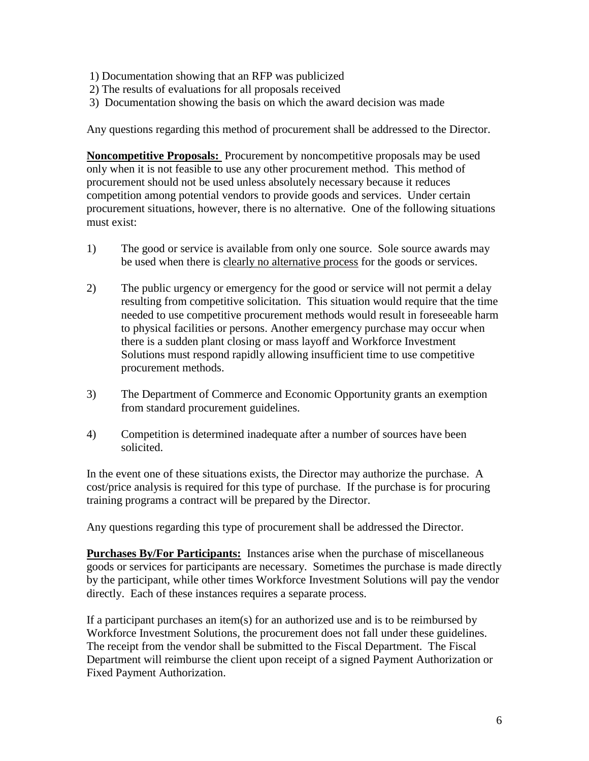1) Documentation showing that an RFP was publicized
2) The results of evaluations for all proposals received
3) Documentation showing the basis on which the award decision was made

Any questions regarding this method of procurement shall be addressed to the Director.

**Noncompetitive Proposals:** Procurement by noncompetitive proposals may be used only when it is not feasible to use any other procurement method. This method of procurement should not be used unless absolutely necessary because it reduces competition among potential vendors to provide goods and services. Under certain procurement situations, however, there is no alternative. One of the following situations must exist:

1) The good or service is available from only one source. Sole source awards may be used when there is <u>clearly no alternative process</u> for the goods or services.

2) The public urgency or emergency for the good or service will not permit a delay resulting from competitive solicitation. This situation would require that the time needed to use competitive procurement methods would result in foreseeable harm to physical facilities or persons. Another emergency purchase may occur when there is a sudden plant closing or mass layoff and Workforce Investment Solutions must respond rapidly allowing insufficient time to use competitive procurement methods.

3) The Department of Commerce and Economic Opportunity grants an exemption from standard procurement guidelines.

4) Competition is determined inadequate after a number of sources have been solicited.

In the event one of these situations exists, the Director may authorize the purchase. A cost/price analysis is required for this type of purchase. If the purchase is for procuring training programs a contract will be prepared by the Director.

Any questions regarding this type of procurement shall be addressed the Director.

**Purchases By/For Participants:** Instances arise when the purchase of miscellaneous goods or services for participants are necessary. Sometimes the purchase is made directly by the participant, while other times Workforce Investment Solutions will pay the vendor directly. Each of these instances requires a separate process.

If a participant purchases an item(s) for an authorized use and is to be reimbursed by Workforce Investment Solutions, the procurement does not fall under these guidelines. The receipt from the vendor shall be submitted to the Fiscal Department. The Fiscal Department will reimburse the client upon receipt of a signed Payment Authorization or Fixed Payment Authorization.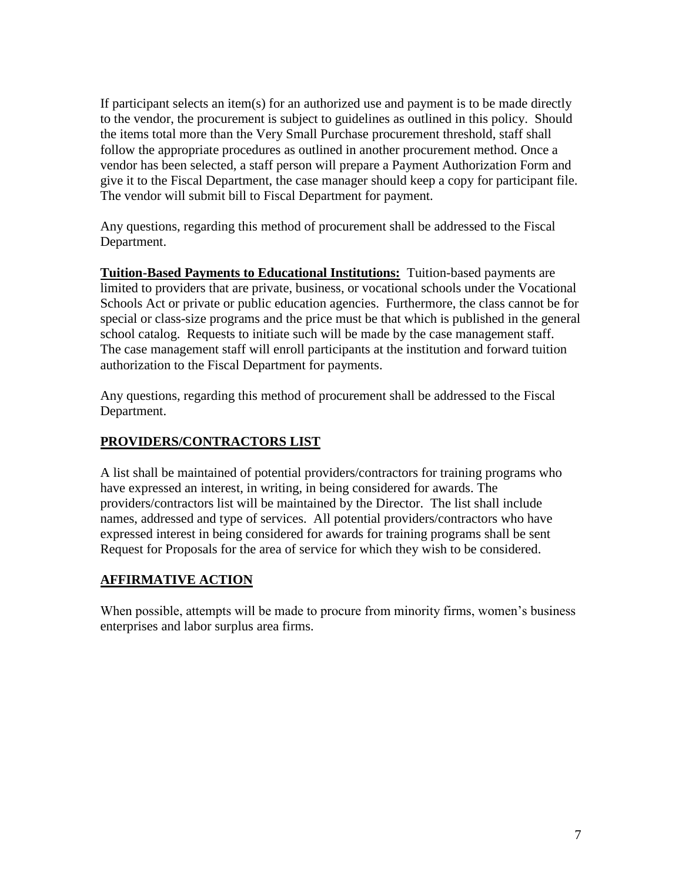If participant selects an item(s) for an authorized use and payment is to be made directly to the vendor, the procurement is subject to guidelines as outlined in this policy. Should the items total more than the Very Small Purchase procurement threshold, staff shall follow the appropriate procedures as outlined in another procurement method. Once a vendor has been selected, a staff person will prepare a Payment Authorization Form and give it to the Fiscal Department, the case manager should keep a copy for participant file. The vendor will submit bill to Fiscal Department for payment.

Any questions, regarding this method of procurement shall be addressed to the Fiscal Department.

**Tuition-Based Payments to Educational Institutions:** Tuition-based payments are limited to providers that are private, business, or vocational schools under the Vocational Schools Act or private or public education agencies. Furthermore, the class cannot be for special or class-size programs and the price must be that which is published in the general school catalog. Requests to initiate such will be made by the case management staff. The case management staff will enroll participants at the institution and forward tuition authorization to the Fiscal Department for payments.

Any questions, regarding this method of procurement shall be addressed to the Fiscal Department.

## PROVIDERS/CONTRACTORS LIST

A list shall be maintained of potential providers/contractors for training programs who have expressed an interest, in writing, in being considered for awards. The providers/contractors list will be maintained by the Director. The list shall include names, addressed and type of services. All potential providers/contractors who have expressed interest in being considered for awards for training programs shall be sent Request for Proposals for the area of service for which they wish to be considered.

## AFFIRMATIVE ACTION

When possible, attempts will be made to procure from minority firms, women's business enterprises and labor surplus area firms.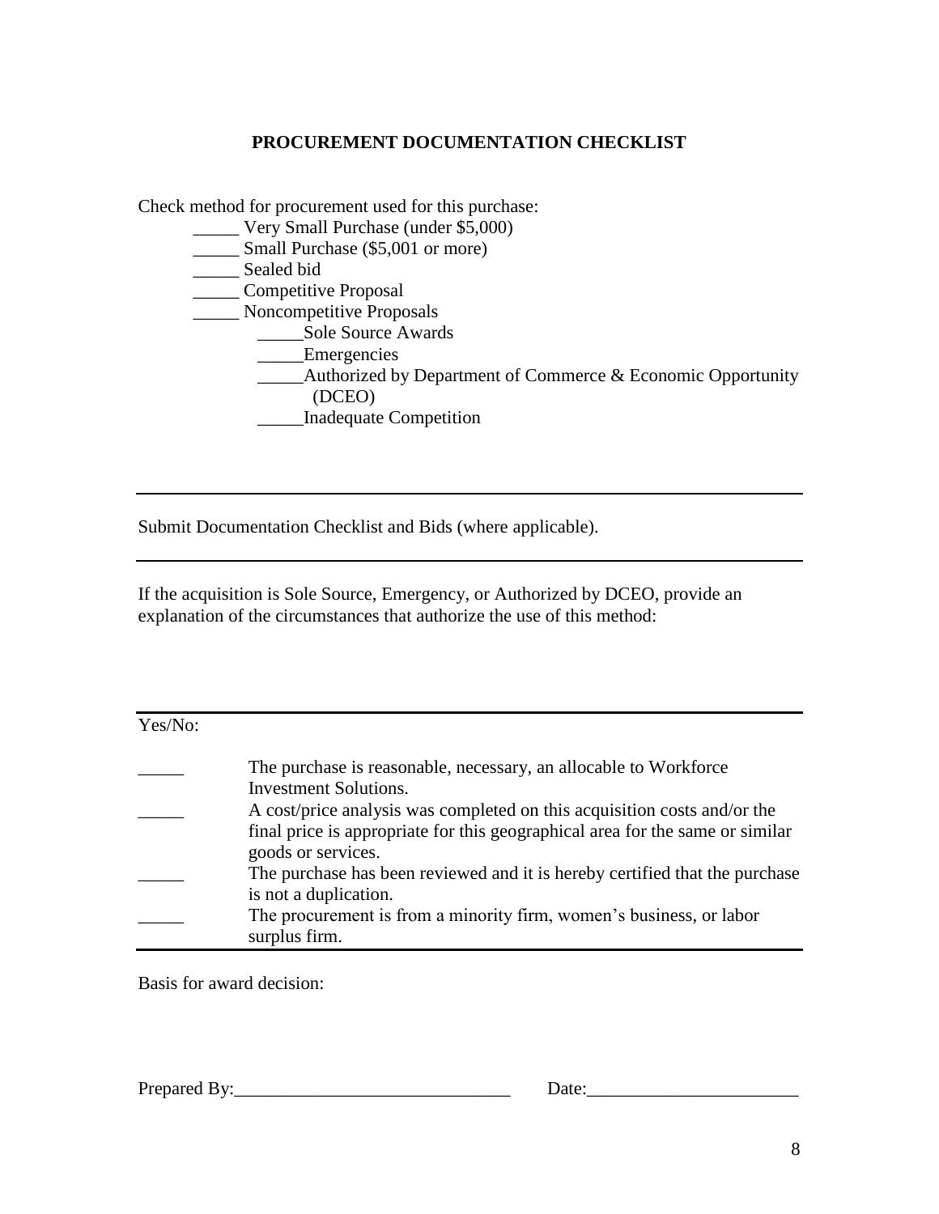**PROCUREMENT DOCUMENTATION CHECKLIST**

Check method for procurement used for this purchase:

- _____ Very Small Purchase (under $5,000)
- _____ Small Purchase ($5,001 or more)
- _____ Sealed bid
- _____ Competitive Proposal
- _____ Noncompetitive Proposals
  - _____Sole Source Awards
  - _____Emergencies
  - _____Authorized by Department of Commerce & Economic Opportunity (DCEO)
  - _____Inadequate Competition

---

Submit Documentation Checklist and Bids (where applicable).

---

If the acquisition is Sole Source, Emergency, or Authorized by DCEO, provide an explanation of the circumstances that authorize the use of this method:

---

| Yes/No: | |
|---|---|
| _____ | The purchase is reasonable, necessary, an allocable to Workforce Investment Solutions. |
| _____ | A cost/price analysis was completed on this acquisition costs and/or the final price is appropriate for this geographical area for the same or similar goods or services. |
| _____ | The purchase has been reviewed and it is hereby certified that the purchase is not a duplication. |
| _____ | The procurement is from a minority firm, women's business, or labor surplus firm. |

Basis for award decision:

Prepared By:______________________________ Date:______________________